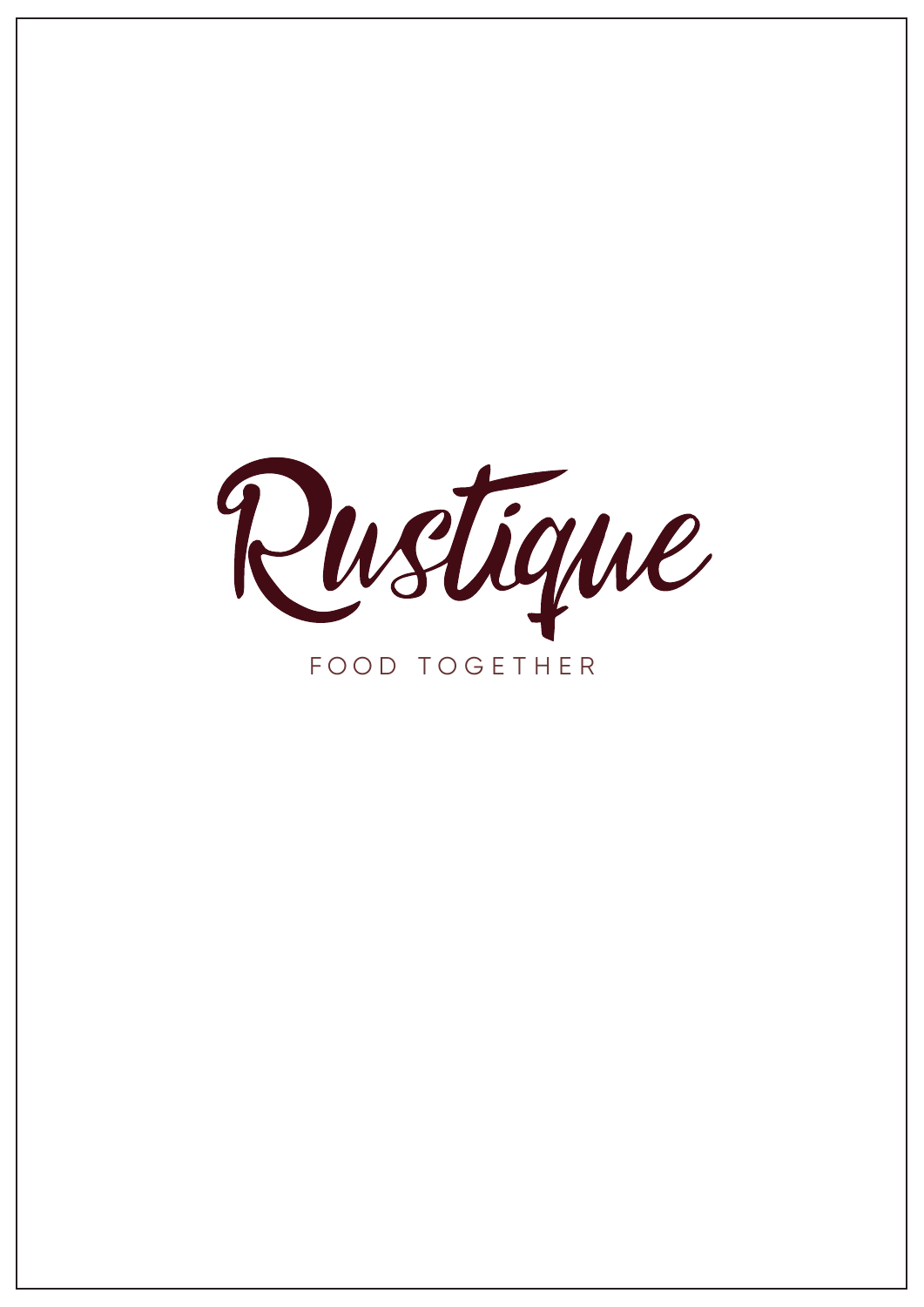# Rustique

FOOD TOGETHER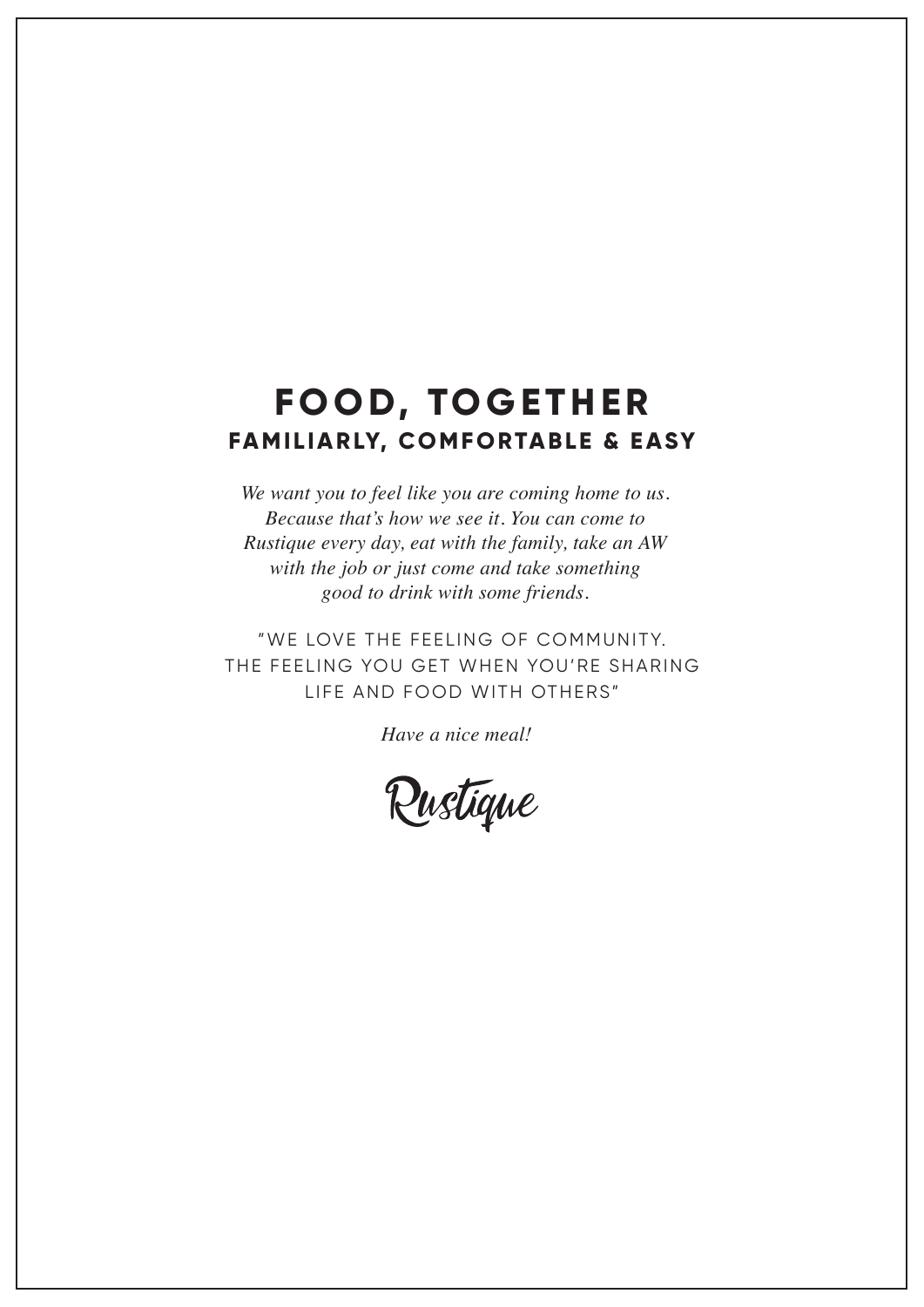# FOOD, TOGETHER

## FAMILIARLY, COMFORTABLE & EASY

*We want you to feel like you are coming home to us. Because that's how we see it. You can come to Rustique every day, eat with the family, take an AW with the job or just come and take something good to drink with some friends.*

"WE LOVE THE FEELING OF COMMUNITY. THE FEELING YOU GET WHEN YOU'RE SHARING LIFE AND FOOD WITH OTHERS"

*Have a nice meal!*

Rustique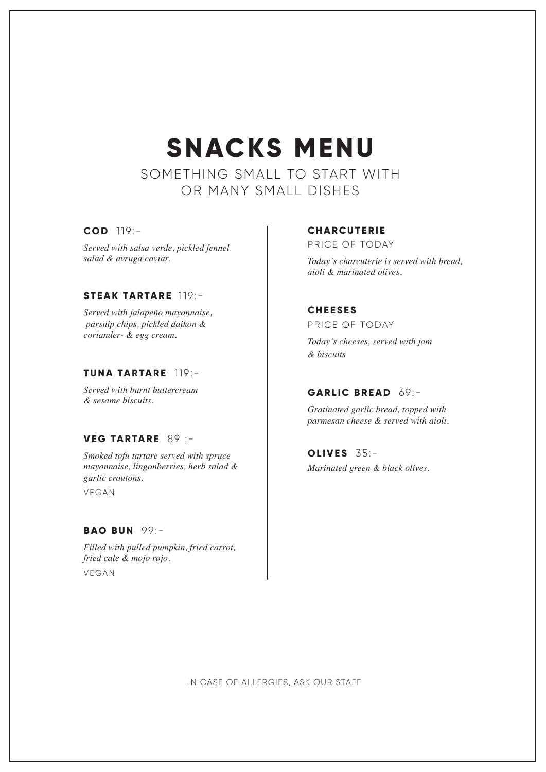# SNACKS MENU

SOMETHING SMALL TO START WITH
OR MANY SMALL DISHES

### COD 119:-

*Served with salsa verde, pickled fennel salad & avruga caviar.*

### STEAK TARTARE 119:-

*Served with jalapeño mayonnaise, parsnip chips, pickled daikon & coriander- & egg cream.*

### TUNA TARTARE 119:-

*Served with burnt buttercream & sesame biscuits.*

### VEG TARTARE 89 :-

*Smoked tofu tartare served with spruce mayonnaise, lingonberries, herb salad & garlic croutons.*

VEGAN

### BAO BUN 99:-

*Filled with pulled pumpkin, fried carrot, fried cale & mojo rojo.*

VEGAN

### CHARCUTERIE

PRICE OF TODAY

*Today´s charcuterie is served with bread, aioli & marinated olives.*

### CHEESES

PRICE OF TODAY

*Today´s cheeses, served with jam & biscuits*

### GARLIC BREAD 69:-

*Gratinated garlic bread, topped with parmesan cheese & served with aioli.*

### OLIVES 35:-

*Marinated green & black olives.*

IN CASE OF ALLERGIES, ASK OUR STAFF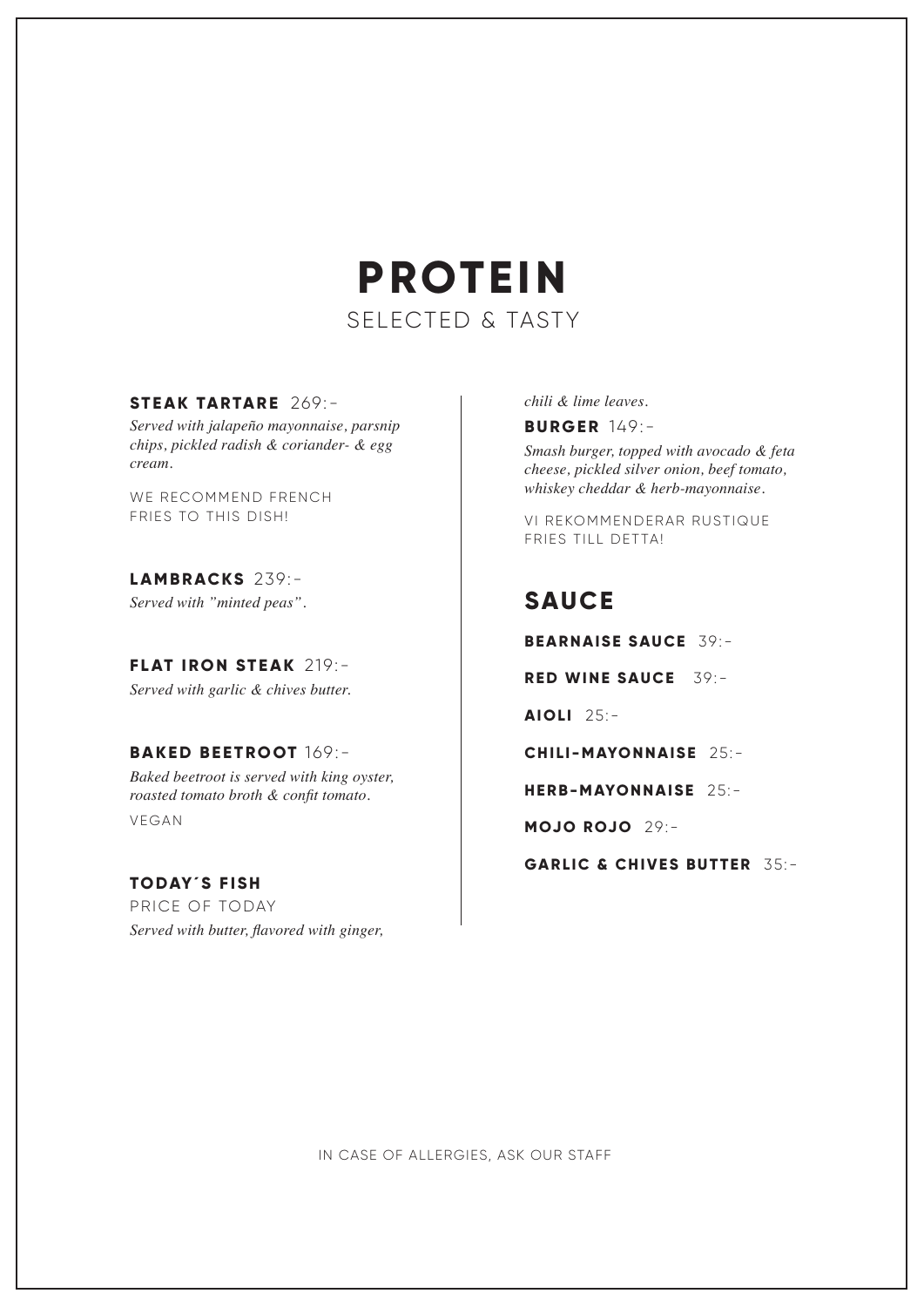# PROTEIN

SELECTED & TASTY

**STEAK TARTARE** 269:-

*Served with jalapeño mayonnaise, parsnip chips, pickled radish & coriander- & egg cream.*

WE RECOMMEND FRENCH FRIES TO THIS DISH!

**LAMBRACKS** 239:-

*Served with "minted peas".*

**FLAT IRON STEAK** 219:-

*Served with garlic & chives butter.*

**BAKED BEETROOT** 169:-

*Baked beetroot is served with king oyster, roasted tomato broth & confit tomato.*

VEGAN

**TODAY´S FISH**

PRICE OF TODAY

*Served with butter, flavored with ginger, chili & lime leaves.*

**BURGER** 149:-

*Smash burger, topped with avocado & feta cheese, pickled silver onion, beef tomato, whiskey cheddar & herb-mayonnaise.*

VI REKOMMENDERAR RUSTIQUE FRIES TILL DETTA!

## SAUCE

**BEARNAISE SAUCE** 39:-

**RED WINE SAUCE** 39:-

**AIOLI** 25:-

**CHILI-MAYONNAISE** 25:-

**HERB-MAYONNAISE** 25:-

**MOJO ROJO** 29:-

**GARLIC & CHIVES BUTTER** 35:-

IN CASE OF ALLERGIES, ASK OUR STAFF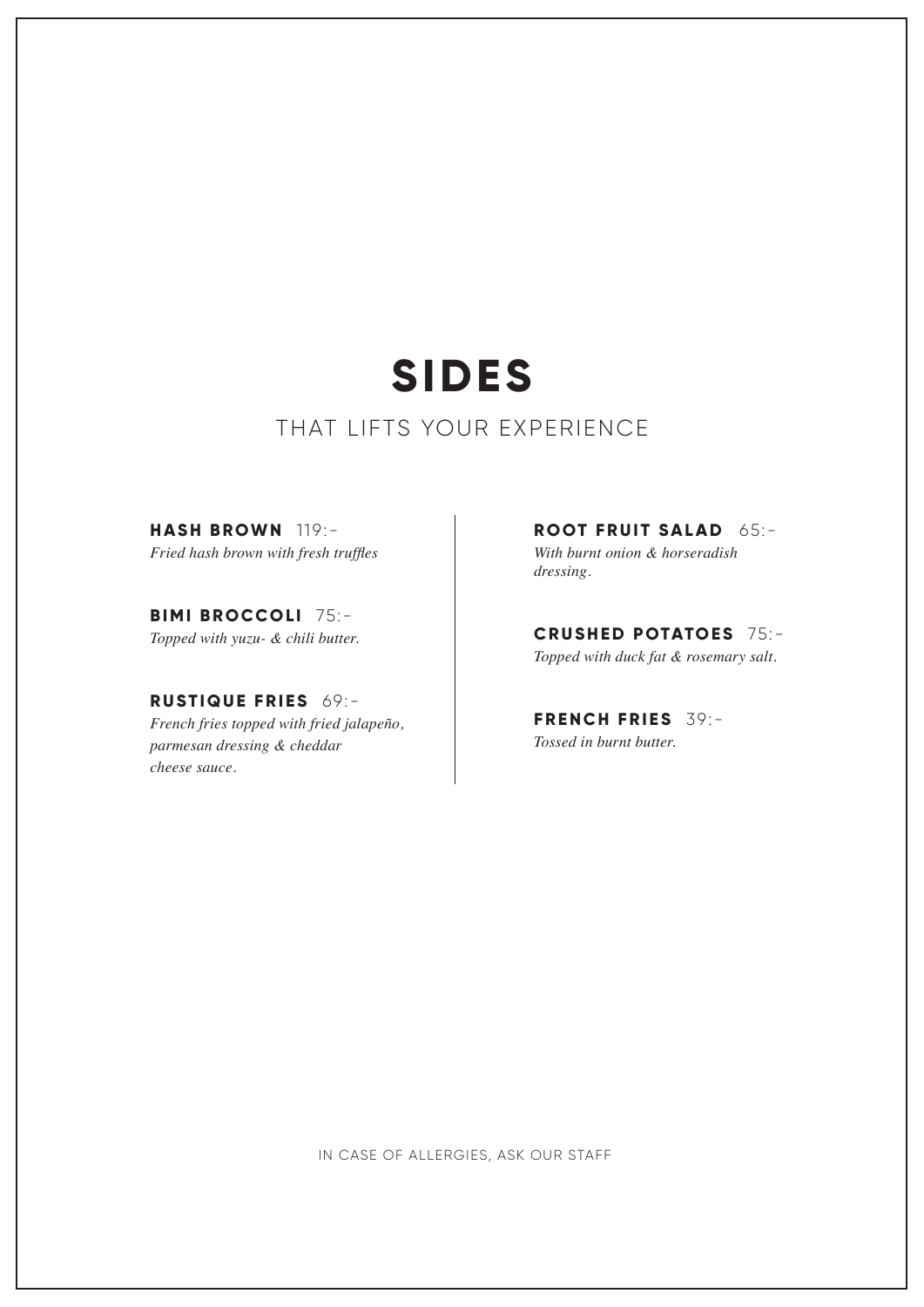# SIDES

THAT LIFTS YOUR EXPERIENCE

**HASH BROWN** 119:-
*Fried hash brown with fresh truffles*

**BIMI BROCCOLI** 75:-
*Topped with yuzu- & chili butter.*

**RUSTIQUE FRIES** 69:-
*French fries topped with fried jalapeño, parmesan dressing & cheddar cheese sauce.*

**ROOT FRUIT SALAD** 65:-
*With burnt onion & horseradish dressing.*

**CRUSHED POTATOES** 75:-
*Topped with duck fat & rosemary salt.*

**FRENCH FRIES** 39:-
*Tossed in burnt butter.*

IN CASE OF ALLERGIES, ASK OUR STAFF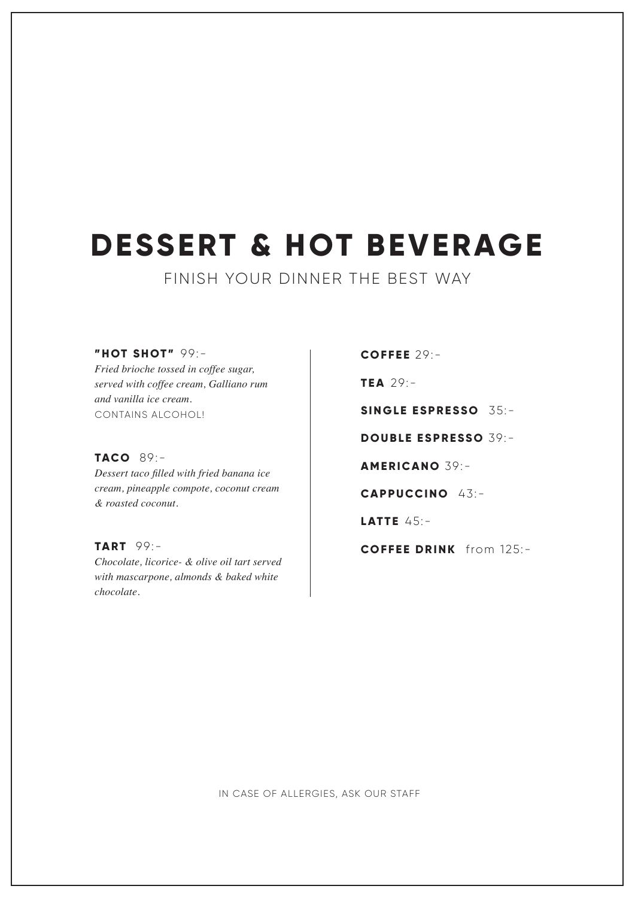# DESSERT & HOT BEVERAGE

FINISH YOUR DINNER THE BEST WAY

**"HOT SHOT"** 99:-
*Fried brioche tossed in coffee sugar, served with coffee cream, Galliano rum and vanilla ice cream.*
CONTAINS ALCOHOL!

**TACO** 89:-
*Dessert taco filled with fried banana ice cream, pineapple compote, coconut cream & roasted coconut.*

**TART** 99:-
*Chocolate, licorice- & olive oil tart served with mascarpone, almonds & baked white chocolate.*

**COFFEE** 29:-

**TEA** 29:-

**SINGLE ESPRESSO** 35:-

**DOUBLE ESPRESSO** 39:-

**AMERICANO** 39:-

**CAPPUCCINO** 43:-

**LATTE** 45:-

**COFFEE DRINK** from 125:-

IN CASE OF ALLERGIES, ASK OUR STAFF